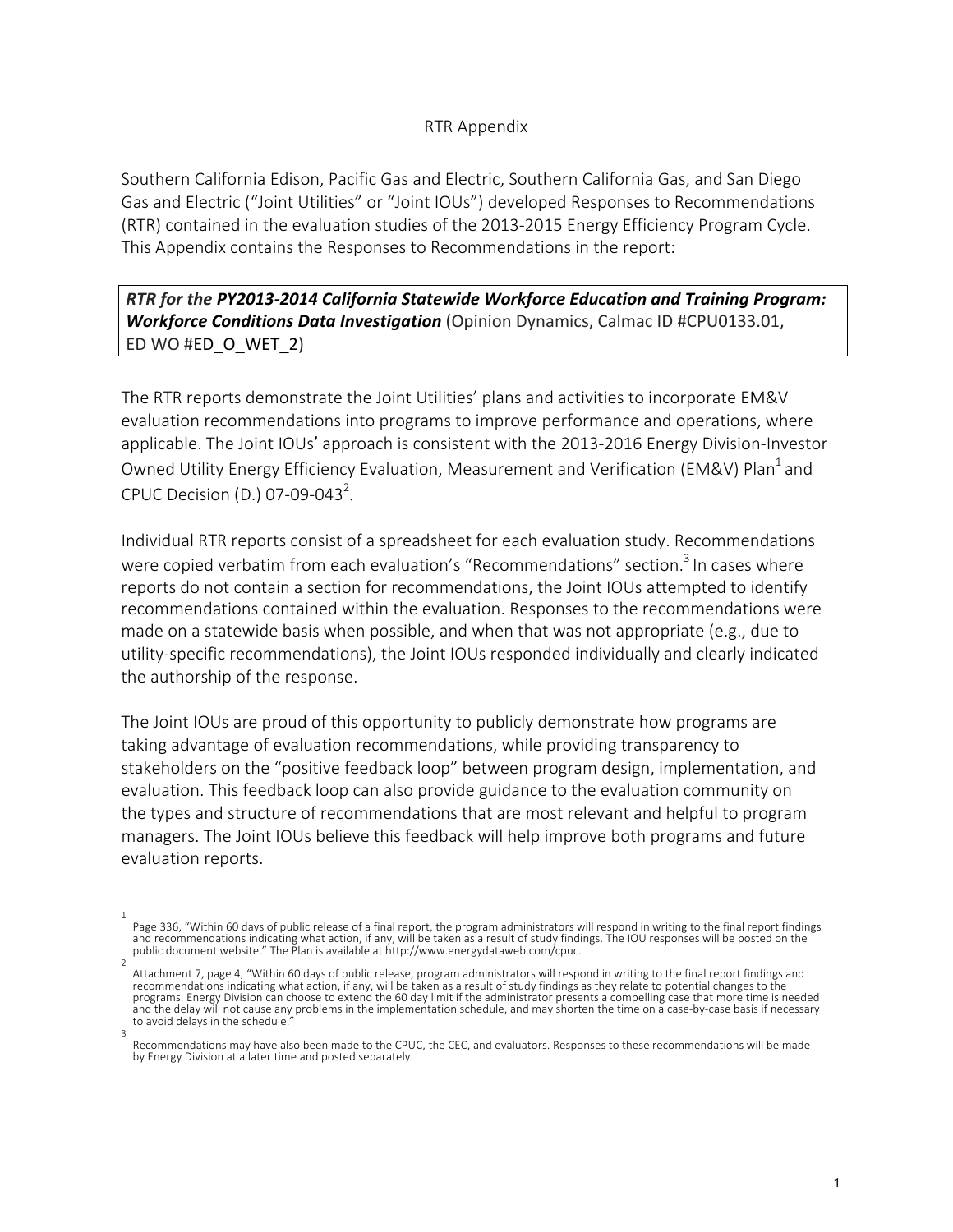## RTR Appendix

Southern California Edison, Pacific Gas and Electric, Southern California Gas, and San Diego Gas and Electric ("Joint Utilities" or "Joint IOUs") developed Responses to Recommendations (RTR) contained in the evaluation studies of the 2013-2015 Energy Efficiency Program Cycle. This Appendix contains the Responses to Recommendations in the report:

***RTR for the PY2013-2014 California Statewide Workforce Education and Training Program: Workforce Conditions Data Investigation*** (Opinion Dynamics, Calmac ID #CPU0133.01, ED WO #ED_O_WET_2)

The RTR reports demonstrate the Joint Utilities' plans and activities to incorporate EM&V evaluation recommendations into programs to improve performance and operations, where applicable. The Joint IOUs' approach is consistent with the 2013-2016 Energy Division-Investor Owned Utility Energy Efficiency Evaluation, Measurement and Verification (EM&V) Plan[1] and CPUC Decision (D.) 07-09-043[2].

Individual RTR reports consist of a spreadsheet for each evaluation study. Recommendations were copied verbatim from each evaluation's "Recommendations" section.[3] In cases where reports do not contain a section for recommendations, the Joint IOUs attempted to identify recommendations contained within the evaluation. Responses to the recommendations were made on a statewide basis when possible, and when that was not appropriate (e.g., due to utility-specific recommendations), the Joint IOUs responded individually and clearly indicated the authorship of the response.

The Joint IOUs are proud of this opportunity to publicly demonstrate how programs are taking advantage of evaluation recommendations, while providing transparency to stakeholders on the "positive feedback loop" between program design, implementation, and evaluation. This feedback loop can also provide guidance to the evaluation community on the types and structure of recommendations that are most relevant and helpful to program managers. The Joint IOUs believe this feedback will help improve both programs and future evaluation reports.

---

[1] Page 336, "Within 60 days of public release of a final report, the program administrators will respond in writing to the final report findings and recommendations indicating what action, if any, will be taken as a result of study findings. The IOU responses will be posted on the public document website." The Plan is available at http://www.energydataweb.com/cpuc.

[2] Attachment 7, page 4, "Within 60 days of public release, program administrators will respond in writing to the final report findings and recommendations indicating what action, if any, will be taken as a result of study findings as they relate to potential changes to the programs. Energy Division can choose to extend the 60 day limit if the administrator presents a compelling case that more time is needed and the delay will not cause any problems in the implementation schedule, and may shorten the time on a case-by-case basis if necessary to avoid delays in the schedule."

[3] Recommendations may have also been made to the CPUC, the CEC, and evaluators. Responses to these recommendations will be made by Energy Division at a later time and posted separately.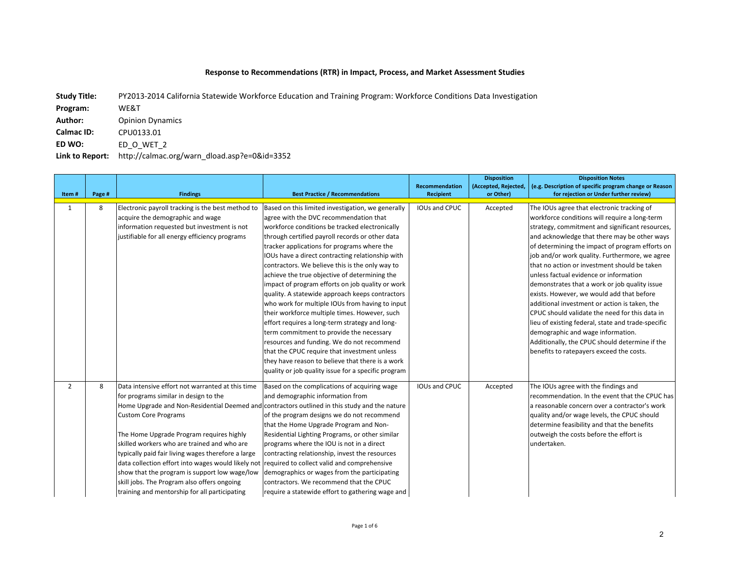## Response to Recommendations (RTR) in Impact, Process, and Market Assessment Studies

**Study Title:** PY2013-2014 California Statewide Workforce Education and Training Program: Workforce Conditions Data Investigation

**Program:** WE&T

**Author:** Opinion Dynamics

**Calmac ID:** CPU0133.01

**ED WO:** ED_O_WET_2

**Link to Report:** http://calmac.org/warn_dload.asp?e=0&id=3352

| Item # | Page # | Findings | Best Practice / Recommendations | Recommendation Recipient | Disposition (Accepted, Rejected, or Other) | Disposition Notes (e.g. Description of specific program change or Reason for rejection or Under further review) |
|---|---|---|---|---|---|---|
| 1 | 8 | Electronic payroll tracking is the best method to acquire the demographic and wage information requested but investment is not justifiable for all energy efficiency programs | Based on this limited investigation, we generally agree with the DVC recommendation that workforce conditions be tracked electronically through certified payroll records or other data tracker applications for programs where the IOUs have a direct contracting relationship with contractors. We believe this is the only way to achieve the true objective of determining the impact of program efforts on job quality or work quality. A statewide approach keeps contractors who work for multiple IOUs from having to input their workforce multiple times. However, such effort requires a long-term strategy and long-term commitment to provide the necessary resources and funding. We do not recommend that the CPUC require that investment unless they have reason to believe that there is a work quality or job quality issue for a specific program | IOUs and CPUC | Accepted | The IOUs agree that electronic tracking of workforce conditions will require a long-term strategy, commitment and significant resources, and acknowledge that there may be other ways of determining the impact of program efforts on job and/or work quality. Furthermore, we agree that no action or investment should be taken unless factual evidence or information demonstrates that a work or job quality issue exists. However, we would add that before additional investment or action is taken, the CPUC should validate the need for this data in lieu of existing federal, state and trade-specific demographic and wage information. Additionally, the CPUC should determine if the benefits to ratepayers exceed the costs. |
| 2 | 8 | Data intensive effort not warranted at this time for programs similar in design to the Home Upgrade and Non-Residential Deemed and Custom Core Programs<br><br>The Home Upgrade Program requires highly skilled workers who are trained and who are typically paid fair living wages therefore a large data collection effort into wages would likely not show that the program is support low wage/low skill jobs. The Program also offers ongoing training and mentorship for all participating | Based on the complications of acquiring wage and demographic information from contractors outlined in this study and the nature of the program designs we do not recommend that the Home Upgrade Program and Non-Residential Lighting Programs, or other similar programs where the IOU is not in a direct contracting relationship, invest the resources required to collect valid and comprehensive demographics or wages from the participating contractors. We recommend that the CPUC require a statewide effort to gathering wage and | IOUs and CPUC | Accepted | The IOUs agree with the findings and recommendation. In the event that the CPUC has a reasonable concern over a contractor's work quality and/or wage levels, the CPUC should determine feasibility and that the benefits outweigh the costs before the effort is undertaken. |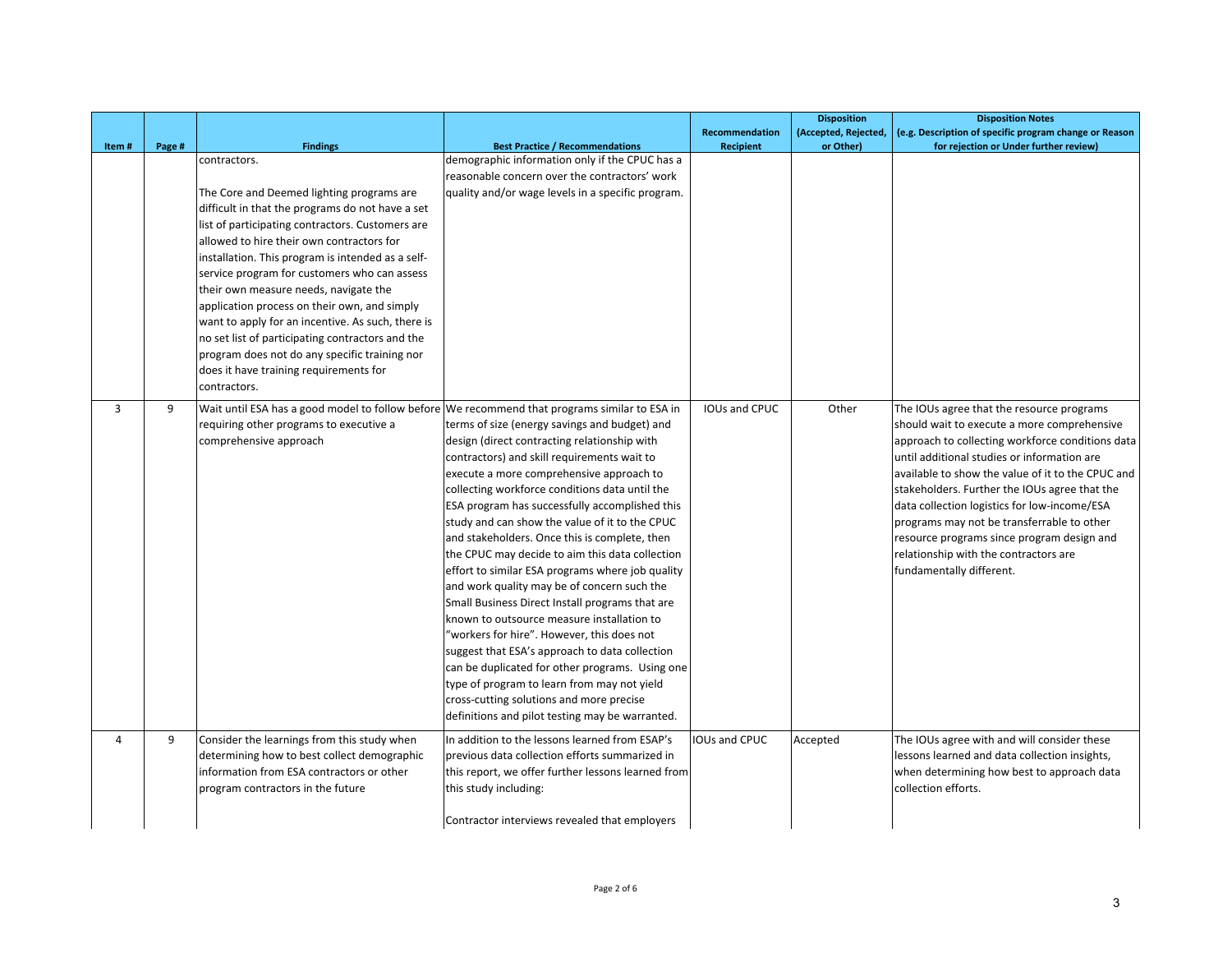| Item # | Page # | Findings | Best Practice / Recommendations | Recommendation Recipient | Disposition (Accepted, Rejected, or Other) | Disposition Notes (e.g. Description of specific program change or Reason for rejection or Under further review) |
|---|---|---|---|---|---|---|
| | | contractors.<br><br>The Core and Deemed lighting programs are difficult in that the programs do not have a set list of participating contractors. Customers are allowed to hire their own contractors for installation. This program is intended as a self-service program for customers who can assess their own measure needs, navigate the application process on their own, and simply want to apply for an incentive. As such, there is no set list of participating contractors and the program does not do any specific training nor does it have training requirements for contractors. | demographic information only if the CPUC has a reasonable concern over the contractors' work quality and/or wage levels in a specific program. | | | |
| 3 | 9 | Wait until ESA has a good model to follow before requiring other programs to executive a comprehensive approach | We recommend that programs similar to ESA in terms of size (energy savings and budget) and design (direct contracting relationship with contractors) and skill requirements wait to execute a more comprehensive approach to collecting workforce conditions data until the ESA program has successfully accomplished this study and can show the value of it to the CPUC and stakeholders. Once this is complete, then the CPUC may decide to aim this data collection effort to similar ESA programs where job quality and work quality may be of concern such the Small Business Direct Install programs that are known to outsource measure installation to "workers for hire". However, this does not suggest that ESA's approach to data collection can be duplicated for other programs. Using one type of program to learn from may not yield cross-cutting solutions and more precise definitions and pilot testing may be warranted. | IOUs and CPUC | Other | The IOUs agree that the resource programs should wait to execute a more comprehensive approach to collecting workforce conditions data until additional studies or information are available to show the value of it to the CPUC and stakeholders. Further the IOUs agree that the data collection logistics for low-income/ESA programs may not be transferrable to other resource programs since program design and relationship with the contractors are fundamentally different. |
| 4 | 9 | Consider the learnings from this study when determining how to best collect demographic information from ESA contractors or other program contractors in the future | In addition to the lessons learned from ESAP's previous data collection efforts summarized in this report, we offer further lessons learned from this study including:<br><br>Contractor interviews revealed that employers | IOUs and CPUC | Accepted | The IOUs agree with and will consider these lessons learned and data collection insights, when determining how best to approach data collection efforts. |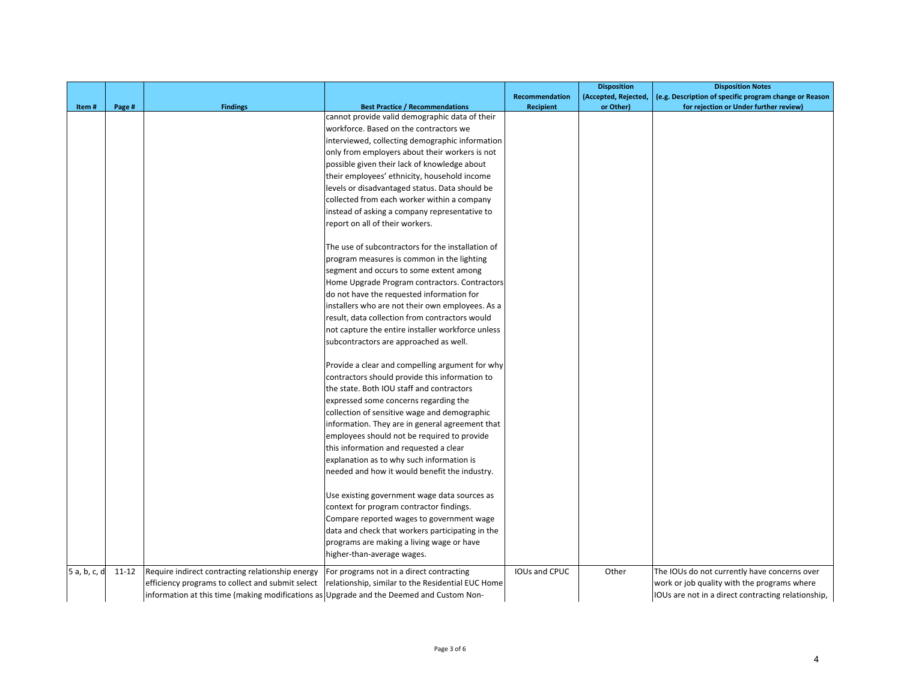| Item # | Page # | Findings | Best Practice / Recommendations | Recommendation Recipient | Disposition (Accepted, Rejected, or Other) | Disposition Notes (e.g. Description of specific program change or Reason for rejection or Under further review) |
|---|---|---|---|---|---|---|
| | | | cannot provide valid demographic data of their workforce. Based on the contractors we interviewed, collecting demographic information only from employers about their workers is not possible given their lack of knowledge about their employees' ethnicity, household income levels or disadvantaged status. Data should be collected from each worker within a company instead of asking a company representative to report on all of their workers.<br><br>The use of subcontractors for the installation of program measures is common in the lighting segment and occurs to some extent among Home Upgrade Program contractors. Contractors do not have the requested information for installers who are not their own employees. As a result, data collection from contractors would not capture the entire installer workforce unless subcontractors are approached as well.<br><br>Provide a clear and compelling argument for why contractors should provide this information to the state. Both IOU staff and contractors expressed some concerns regarding the collection of sensitive wage and demographic information. They are in general agreement that employees should not be required to provide this information and requested a clear explanation as to why such information is needed and how it would benefit the industry.<br><br>Use existing government wage data sources as context for program contractor findings. Compare reported wages to government wage data and check that workers participating in the programs are making a living wage or have higher-than-average wages. | | | |
| 5 a, b, c, d | 11-12 | Require indirect contracting relationship energy efficiency programs to collect and submit select information at this time (making modifications as | For programs not in a direct contracting relationship, similar to the Residential EUC Home Upgrade and the Deemed and Custom Non- | IOUs and CPUC | Other | The IOUs do not currently have concerns over work or job quality with the programs where IOUs are not in a direct contracting relationship, |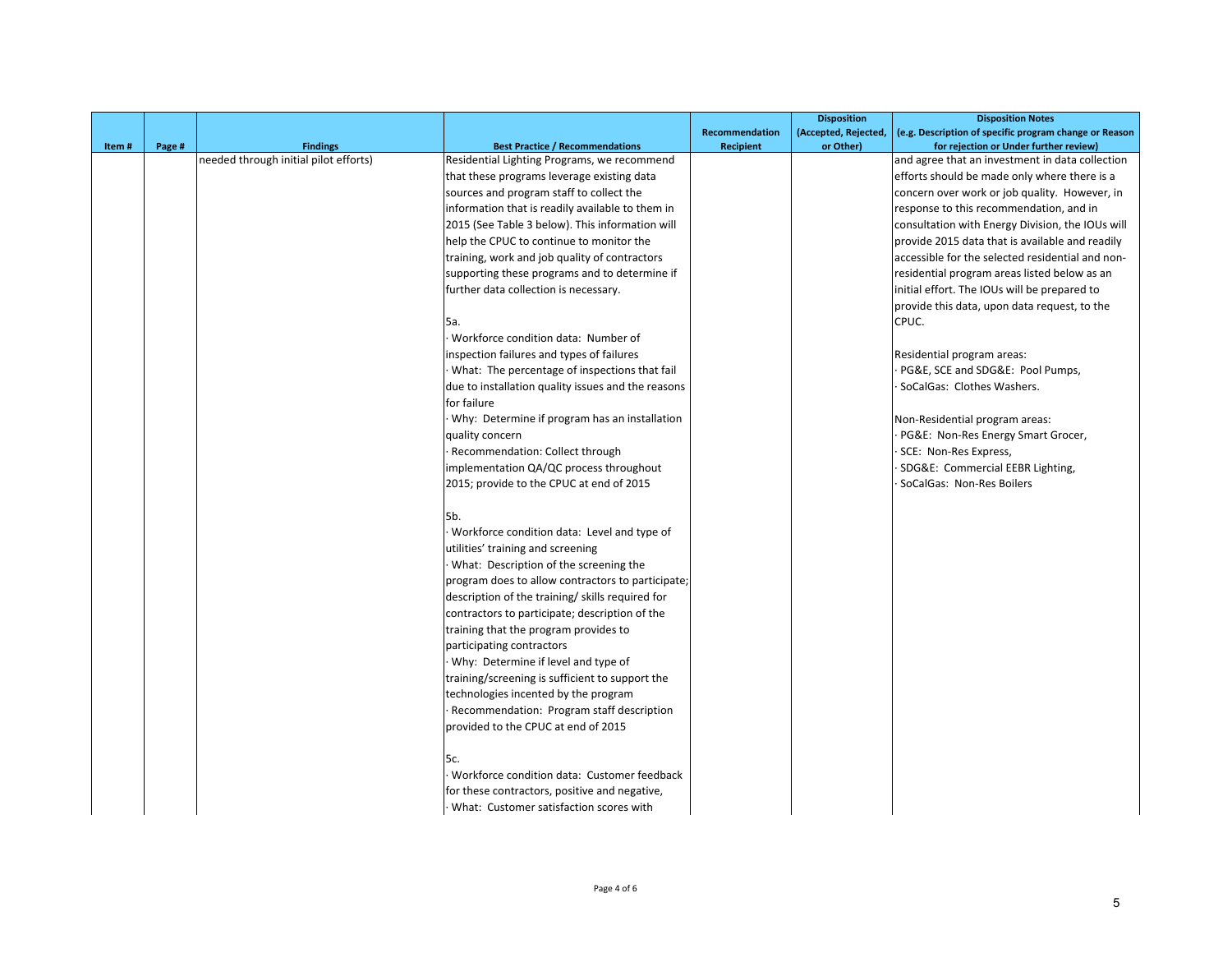| Item # | Page # | Findings | Best Practice / Recommendations | Recommendation Recipient | Disposition (Accepted, Rejected, or Other) | Disposition Notes (e.g. Description of specific program change or Reason for rejection or Under further review) |
|---|---|---|---|---|---|---|
| | | needed through initial pilot efforts) | Residential Lighting Programs, we recommend that these programs leverage existing data sources and program staff to collect the information that is readily available to them in 2015 (See Table 3 below). This information will help the CPUC to continue to monitor the training, work and job quality of contractors supporting these programs and to determine if further data collection is necessary.<br><br>5a.<br>· Workforce condition data: Number of inspection failures and types of failures<br>· What: The percentage of inspections that fail due to installation quality issues and the reasons for failure<br>· Why: Determine if program has an installation quality concern<br>· Recommendation: Collect through implementation QA/QC process throughout 2015; provide to the CPUC at end of 2015<br><br>5b.<br>· Workforce condition data: Level and type of utilities' training and screening<br>· What: Description of the screening the program does to allow contractors to participate; description of the training/ skills required for contractors to participate; description of the training that the program provides to participating contractors<br>· Why: Determine if level and type of training/screening is sufficient to support the technologies incented by the program<br>· Recommendation: Program staff description provided to the CPUC at end of 2015<br><br>5c.<br>· Workforce condition data: Customer feedback for these contractors, positive and negative,<br>· What: Customer satisfaction scores with | | | and agree that an investment in data collection efforts should be made only where there is a concern over work or job quality. However, in response to this recommendation, and in consultation with Energy Division, the IOUs will provide 2015 data that is available and readily accessible for the selected residential and non-residential program areas listed below as an initial effort. The IOUs will be prepared to provide this data, upon data request, to the CPUC.<br><br>Residential program areas:<br>· PG&E, SCE and SDG&E: Pool Pumps,<br>· SoCalGas: Clothes Washers.<br><br>Non-Residential program areas:<br>· PG&E: Non-Res Energy Smart Grocer,<br>· SCE: Non-Res Express,<br>· SDG&E: Commercial EEBR Lighting,<br>· SoCalGas: Non-Res Boilers |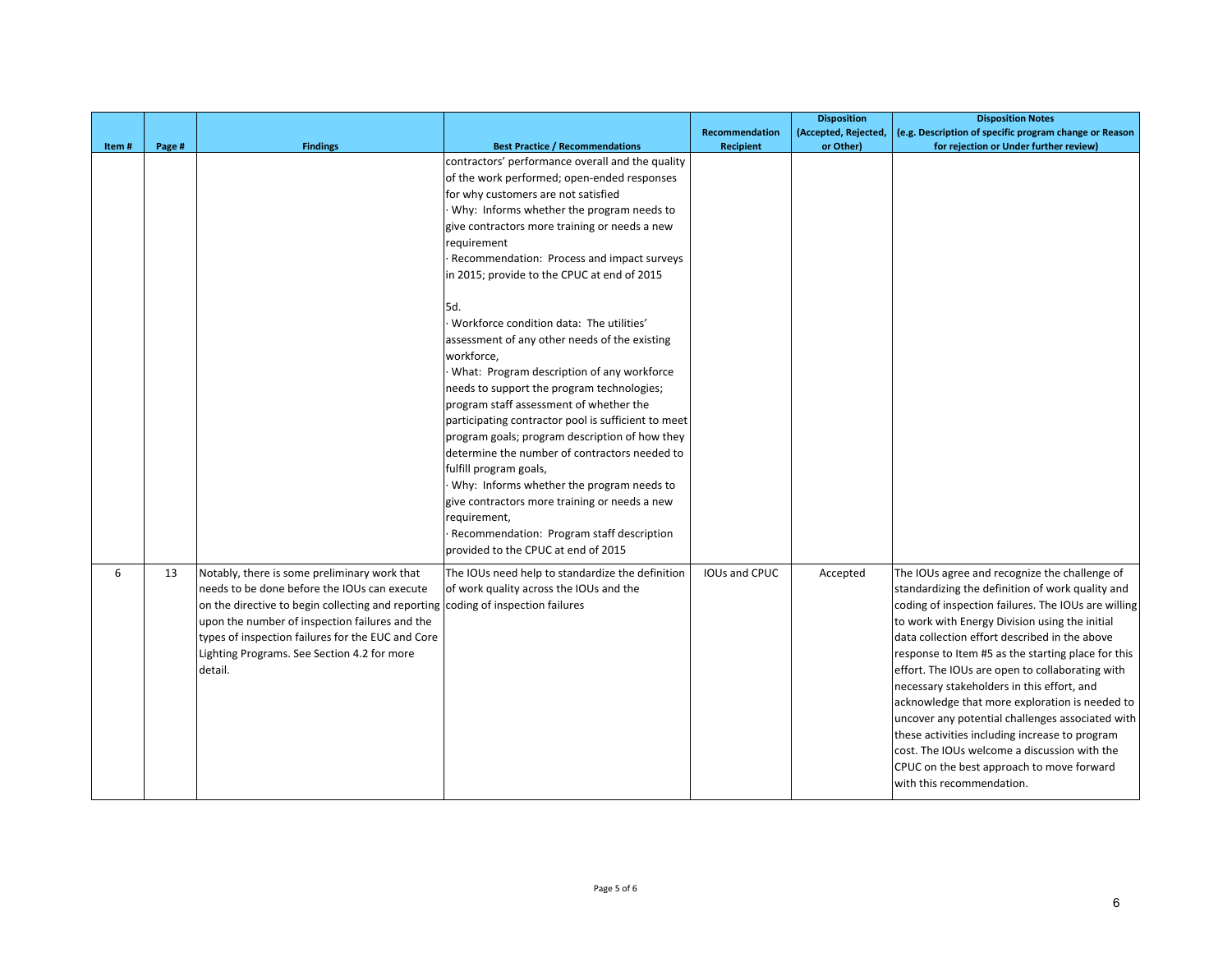| Item # | Page # | Findings | Best Practice / Recommendations | Recommendation Recipient | Disposition (Accepted, Rejected, or Other) | Disposition Notes (e.g. Description of specific program change or Reason for rejection or Under further review) |
|---|---|---|---|---|---|---|
| | | | contractors' performance overall and the quality of the work performed; open-ended responses for why customers are not satisfied<br>· Why: Informs whether the program needs to give contractors more training or needs a new requirement<br>· Recommendation: Process and impact surveys in 2015; provide to the CPUC at end of 2015<br><br>5d.<br>· Workforce condition data: The utilities' assessment of any other needs of the existing workforce,<br>· What: Program description of any workforce needs to support the program technologies; program staff assessment of whether the participating contractor pool is sufficient to meet program goals; program description of how they determine the number of contractors needed to fulfill program goals,<br>· Why: Informs whether the program needs to give contractors more training or needs a new requirement,<br>· Recommendation: Program staff description provided to the CPUC at end of 2015 | | | |
| 6 | 13 | Notably, there is some preliminary work that needs to be done before the IOUs can execute on the directive to begin collecting and reporting upon the number of inspection failures and the types of inspection failures for the EUC and Core Lighting Programs. See Section 4.2 for more detail. | The IOUs need help to standardize the definition of work quality across the IOUs and the coding of inspection failures | IOUs and CPUC | Accepted | The IOUs agree and recognize the challenge of standardizing the definition of work quality and coding of inspection failures. The IOUs are willing to work with Energy Division using the initial data collection effort described in the above response to Item #5 as the starting place for this effort. The IOUs are open to collaborating with necessary stakeholders in this effort, and acknowledge that more exploration is needed to uncover any potential challenges associated with these activities including increase to program cost. The IOUs welcome a discussion with the CPUC on the best approach to move forward with this recommendation. |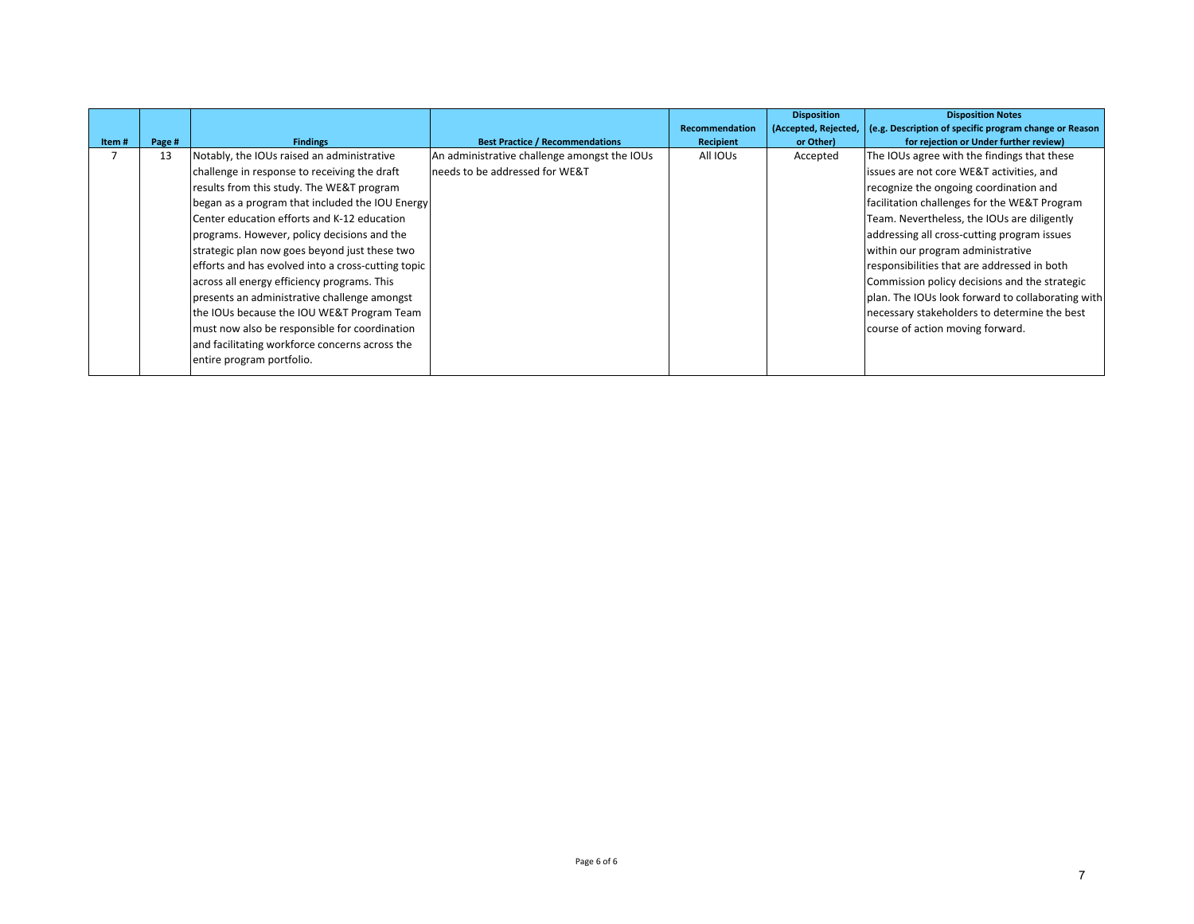| Item # | Page # | Findings | Best Practice / Recommendations | Recommendation Recipient | Disposition (Accepted, Rejected, or Other) | Disposition Notes (e.g. Description of specific program change or Reason for rejection or Under further review) |
|---|---|---|---|---|---|---|
| 7 | 13 | Notably, the IOUs raised an administrative challenge in response to receiving the draft results from this study. The WE&T program began as a program that included the IOU Energy Center education efforts and K-12 education programs. However, policy decisions and the strategic plan now goes beyond just these two efforts and has evolved into a cross-cutting topic across all energy efficiency programs. This presents an administrative challenge amongst the IOUs because the IOU WE&T Program Team must now also be responsible for coordination and facilitating workforce concerns across the entire program portfolio. | An administrative challenge amongst the IOUs needs to be addressed for WE&T | All IOUs | Accepted | The IOUs agree with the findings that these issues are not core WE&T activities, and recognize the ongoing coordination and facilitation challenges for the WE&T Program Team. Nevertheless, the IOUs are diligently addressing all cross-cutting program issues within our program administrative responsibilities that are addressed in both Commission policy decisions and the strategic plan. The IOUs look forward to collaborating with necessary stakeholders to determine the best course of action moving forward. |